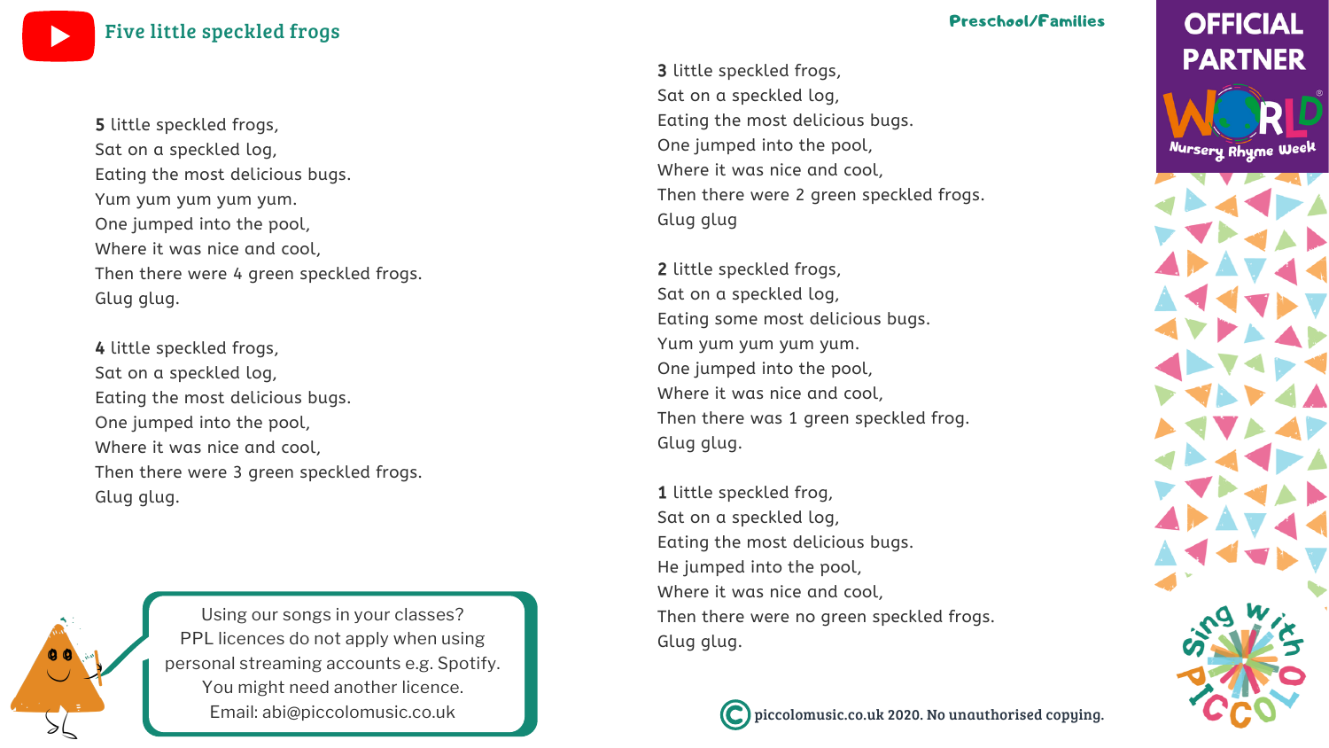# Five little speckled frogs

Preschool/Families

**5** little speckled frogs,
Sat on a speckled log,
Eating the most delicious bugs.
Yum yum yum yum yum.
One jumped into the pool,
Where it was nice and cool,
Then there were 4 green speckled frogs.
Glug glug.

**4** little speckled frogs,
Sat on a speckled log,
Eating the most delicious bugs.
One jumped into the pool,
Where it was nice and cool,
Then there were 3 green speckled frogs.
Glug glug.

**3** little speckled frogs,
Sat on a speckled log,
Eating the most delicious bugs.
One jumped into the pool,
Where it was nice and cool,
Then there were 2 green speckled frogs.
Glug glug

**2** little speckled frogs,
Sat on a speckled log,
Eating some most delicious bugs.
Yum yum yum yum yum.
One jumped into the pool,
Where it was nice and cool,
Then there was 1 green speckled frog.
Glug glug.

**1** little speckled frog,
Sat on a speckled log,
Eating the most delicious bugs.
He jumped into the pool,
Where it was nice and cool,
Then there were no green speckled frogs.
Glug glug.

Using our songs in your classes?
PPL licences do not apply when using personal streaming accounts e.g. Spotify.
You might need another licence.
Email: abi@piccolomusic.co.uk

OFFICIAL PARTNER
WORLD Nursery Rhyme Week

Sing with Piccolo

© piccolomusic.co.uk 2020. No unauthorised copying.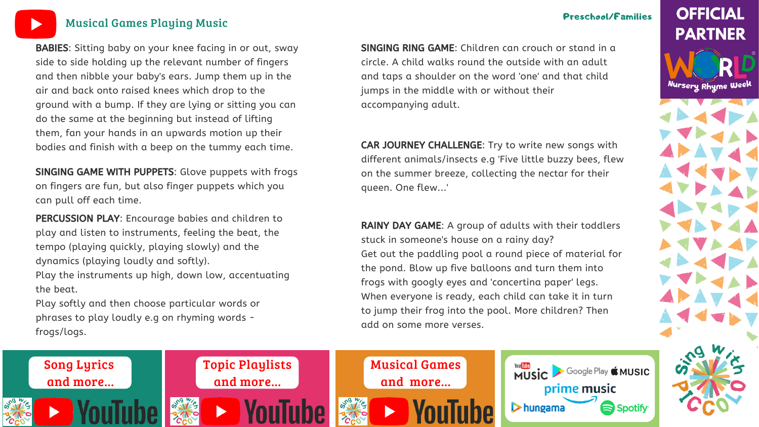## Musical Games Playing Music

Preschool/Families

OFFICIAL PARTNER

World Nursery Rhyme Week

**BABIES**: Sitting baby on your knee facing in or out, sway side to side holding up the relevant number of fingers and then nibble your baby's ears. Jump them up in the air and back onto raised knees which drop to the ground with a bump. If they are lying or sitting you can do the same at the beginning but instead of lifting them, fan your hands in an upwards motion up their bodies and finish with a beep on the tummy each time.

**SINGING GAME WITH PUPPETS**: Glove puppets with frogs on fingers are fun, but also finger puppets which you can pull off each time.

**PERCUSSION PLAY**: Encourage babies and children to play and listen to instruments, feeling the beat, the tempo (playing quickly, playing slowly) and the dynamics (playing loudly and softly).
Play the instruments up high, down low, accentuating the beat.
Play softly and then choose particular words or phrases to play loudly e.g on rhyming words - frogs/logs.

**SINGING RING GAME**: Children can crouch or stand in a circle. A child walks round the outside with an adult and taps a shoulder on the word 'one' and that child jumps in the middle with or without their accompanying adult.

**CAR JOURNEY CHALLENGE**: Try to write new songs with different animals/insects e.g 'Five little buzzy bees, flew on the summer breeze, collecting the nectar for their queen. One flew...'

**RAINY DAY GAME**: A group of adults with their toddlers stuck in someone's house on a rainy day?
Get out the paddling pool a round piece of material for the pond. Blow up five balloons and turn them into frogs with googly eyes and 'concertina paper' legs.
When everyone is ready, each child can take it in turn to jump their frog into the pool. More children? Then add on some more verses.

Song Lyrics and more... YouTube

Topic Playlists and more... YouTube

Musical Games and more... YouTube

YouTube Music · Google Play · Apple Music · prime music · hungama · Spotify

Sing with Piccolo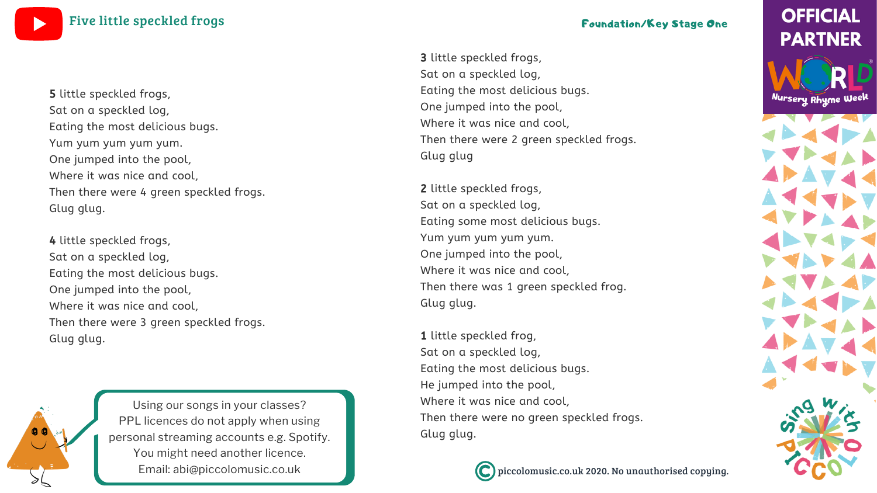# Five little speckled frogs

Foundation/Key Stage One

**5** little speckled frogs,
Sat on a speckled log,
Eating the most delicious bugs.
Yum yum yum yum yum.
One jumped into the pool,
Where it was nice and cool,
Then there were 4 green speckled frogs.
Glug glug.

**4** little speckled frogs,
Sat on a speckled log,
Eating the most delicious bugs.
One jumped into the pool,
Where it was nice and cool,
Then there were 3 green speckled frogs.
Glug glug.

**3** little speckled frogs,
Sat on a speckled log,
Eating the most delicious bugs.
One jumped into the pool,
Where it was nice and cool,
Then there were 2 green speckled frogs.
Glug glug

**2** little speckled frogs,
Sat on a speckled log,
Eating some most delicious bugs.
Yum yum yum yum yum.
One jumped into the pool,
Where it was nice and cool,
Then there was 1 green speckled frog.
Glug glug.

**1** little speckled frog,
Sat on a speckled log,
Eating the most delicious bugs.
He jumped into the pool,
Where it was nice and cool,
Then there were no green speckled frogs.
Glug glug.

Using our songs in your classes?
PPL licences do not apply when using personal streaming accounts e.g. Spotify.
You might need another licence.
Email: abi@piccolomusic.co.uk

© piccolomusic.co.uk 2020. No unauthorised copying.

OFFICIAL PARTNER
WORLD Nursery Rhyme Week

Sing with PICCOLO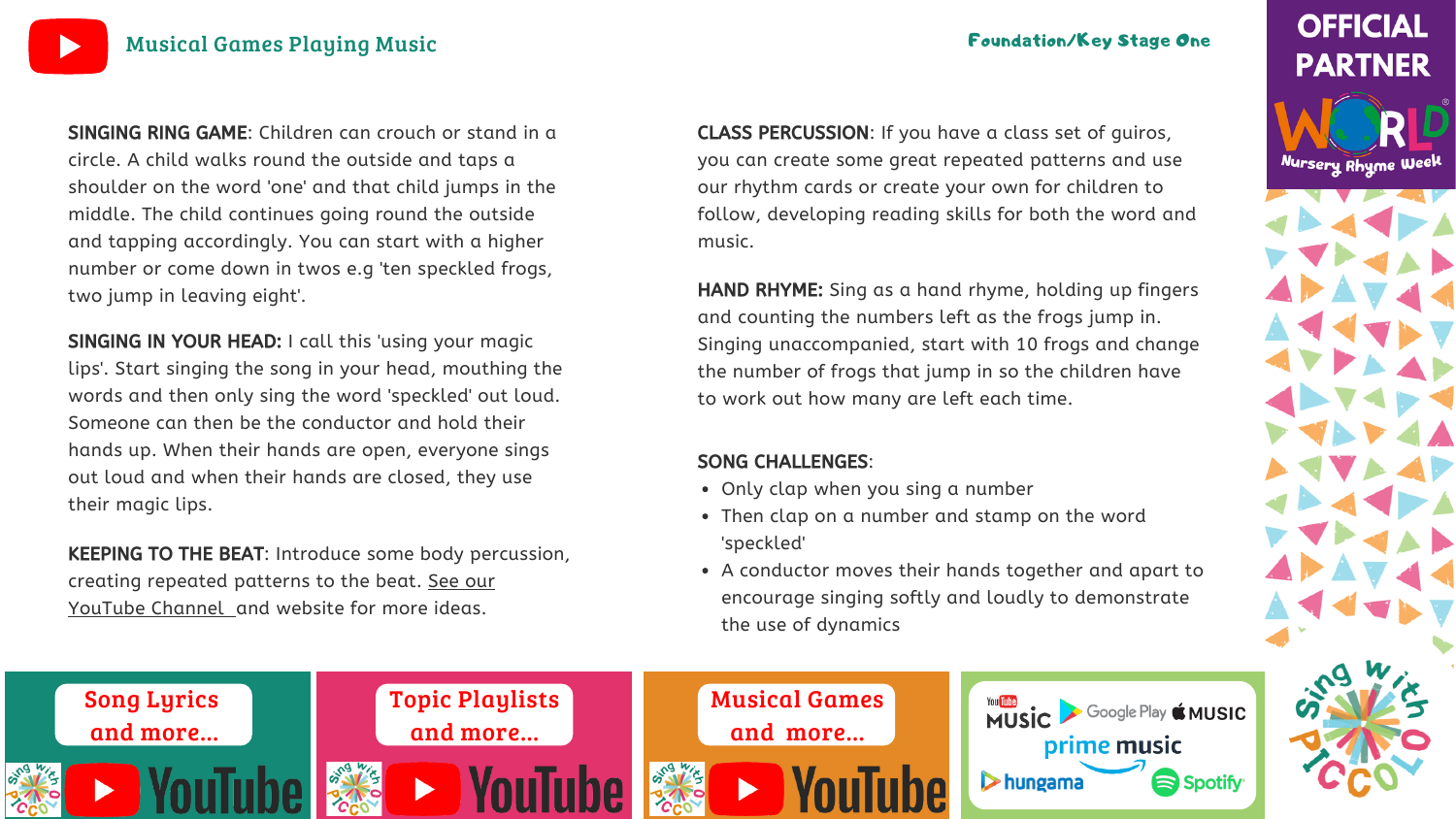# Musical Games Playing Music

Foundation/Key Stage One

**SINGING RING GAME**: Children can crouch or stand in a circle. A child walks round the outside and taps a shoulder on the word 'one' and that child jumps in the middle. The child continues going round the outside and tapping accordingly. You can start with a higher number or come down in twos e.g 'ten speckled frogs, two jump in leaving eight'.

**SINGING IN YOUR HEAD:** I call this 'using your magic lips'. Start singing the song in your head, mouthing the words and then only sing the word 'speckled' out loud. Someone can then be the conductor and hold their hands up. When their hands are open, everyone sings out loud and when their hands are closed, they use their magic lips.

**KEEPING TO THE BEAT**: Introduce some body percussion, creating repeated patterns to the beat. See our YouTube Channel and website for more ideas.

**CLASS PERCUSSION**: If you have a class set of guiros, you can create some great repeated patterns and use our rhythm cards or create your own for children to follow, developing reading skills for both the word and music.

**HAND RHYME:** Sing as a hand rhyme, holding up fingers and counting the numbers left as the frogs jump in. Singing unaccompanied, start with 10 frogs and change the number of frogs that jump in so the children have to work out how many are left each time.

**SONG CHALLENGES**:

- Only clap when you sing a number
- Then clap on a number and stamp on the word 'speckled'
- A conductor moves their hands together and apart to encourage singing softly and loudly to demonstrate the use of dynamics

Song Lyrics and more... YouTube

Topic Playlists and more... YouTube

Musical Games and more... YouTube

YouTube Music · Google Play · Apple Music · prime music · hungama · Spotify